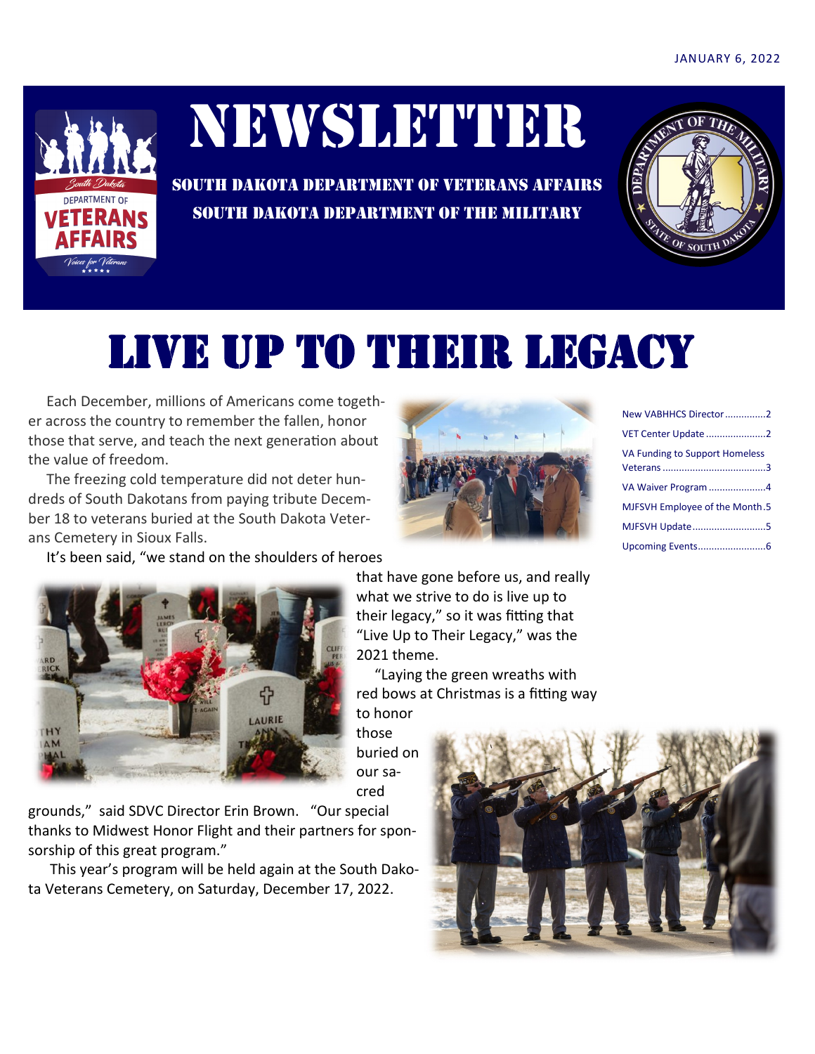JANUARY 6, 2022

# NEWSLETTER

**SOUTH DAKOTA DEPARTMENT OF VETERANS AFFAIRS**

**SOUTH DAKOTA DEPARTMENT OF THE MILITARY**

# LIVE UP TO THEIR LEGACY

- New VABHHCS Director ..............2
- VET Center Update ......................2
- VA Funding to Support Homeless Veterans ......................................3
- VA Waiver Program .....................4
- MJFSVH Employee of the Month .5
- MJFSVH Update ...........................5
- Upcoming Events .........................6

Each December, millions of Americans come together across the country to remember the fallen, honor those that serve, and teach the next generation about the value of freedom.

The freezing cold temperature did not deter hundreds of South Dakotans from paying tribute December 18 to veterans buried at the South Dakota Veterans Cemetery in Sioux Falls.

It's been said, "we stand on the shoulders of heroes that have gone before us, and really what we strive to do is live up to their legacy," so it was fitting that "Live Up to Their Legacy," was the 2021 theme.

"Laying the green wreaths with red bows at Christmas is a fitting way to honor those buried on our sacred grounds," said SDVC Director Erin Brown. "Our special thanks to Midwest Honor Flight and their partners for sponsorship of this great program."

This year's program will be held again at the South Dakota Veterans Cemetery, on Saturday, December 17, 2022.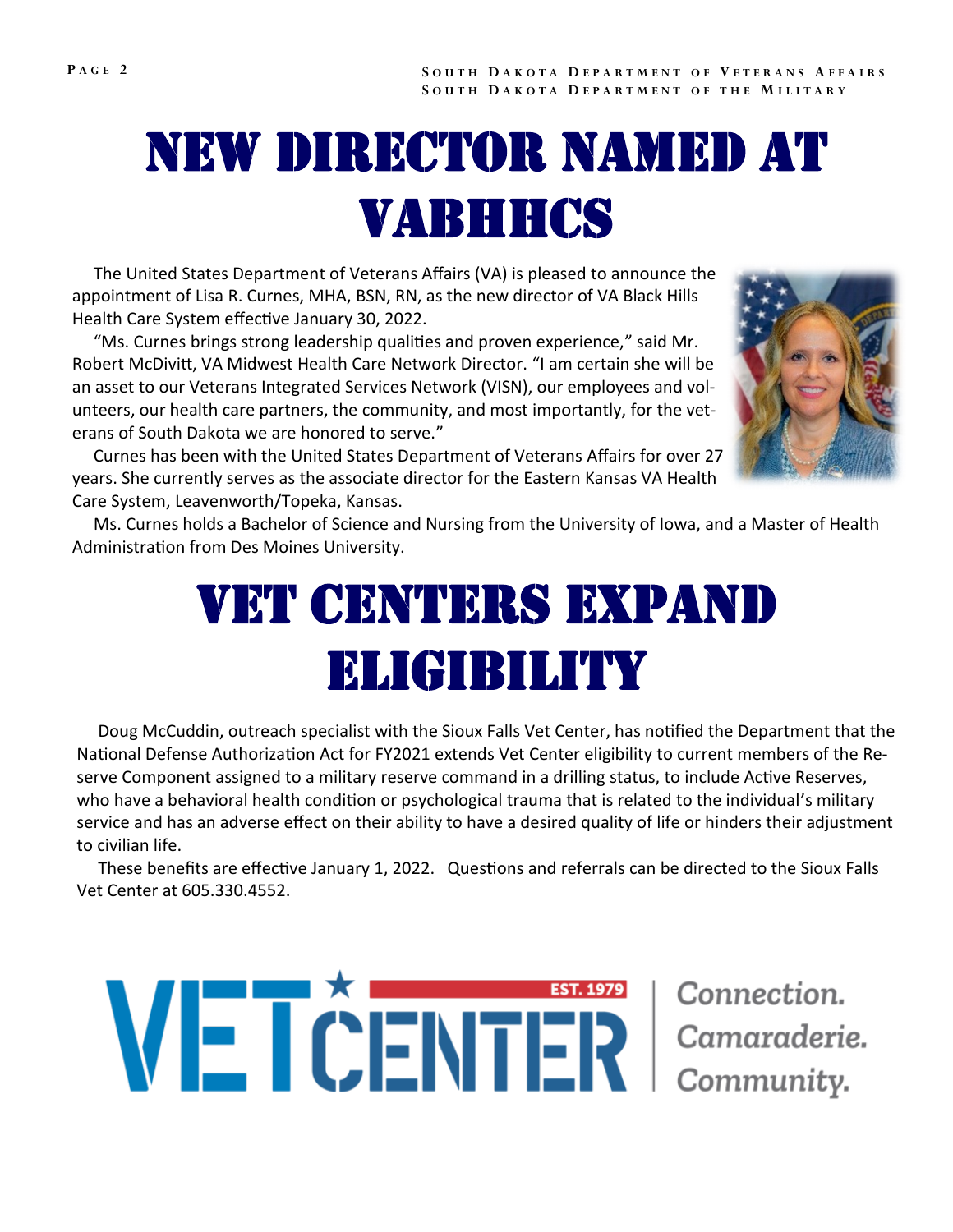# NEW DIRECTOR NAMED AT VABHHCS

The United States Department of Veterans Affairs (VA) is pleased to announce the appointment of Lisa R. Curnes, MHA, BSN, RN, as the new director of VA Black Hills Health Care System effective January 30, 2022.

"Ms. Curnes brings strong leadership qualities and proven experience," said Mr. Robert McDivitt, VA Midwest Health Care Network Director. "I am certain she will be an asset to our Veterans Integrated Services Network (VISN), our employees and volunteers, our health care partners, the community, and most importantly, for the veterans of South Dakota we are honored to serve."

Curnes has been with the United States Department of Veterans Affairs for over 27 years. She currently serves as the associate director for the Eastern Kansas VA Health Care System, Leavenworth/Topeka, Kansas.

Ms. Curnes holds a Bachelor of Science and Nursing from the University of Iowa, and a Master of Health Administration from Des Moines University.

# VET CENTERS EXPAND ELIGIBILITY

Doug McCuddin, outreach specialist with the Sioux Falls Vet Center, has notified the Department that the National Defense Authorization Act for FY2021 extends Vet Center eligibility to current members of the Reserve Component assigned to a military reserve command in a drilling status, to include Active Reserves, who have a behavioral health condition or psychological trauma that is related to the individual's military service and has an adverse effect on their ability to have a desired quality of life or hinders their adjustment to civilian life.

These benefits are effective January 1, 2022. Questions and referrals can be directed to the Sioux Falls Vet Center at 605.330.4552.

VET CENTER EST. 1979 | Connection. Camaraderie. Community.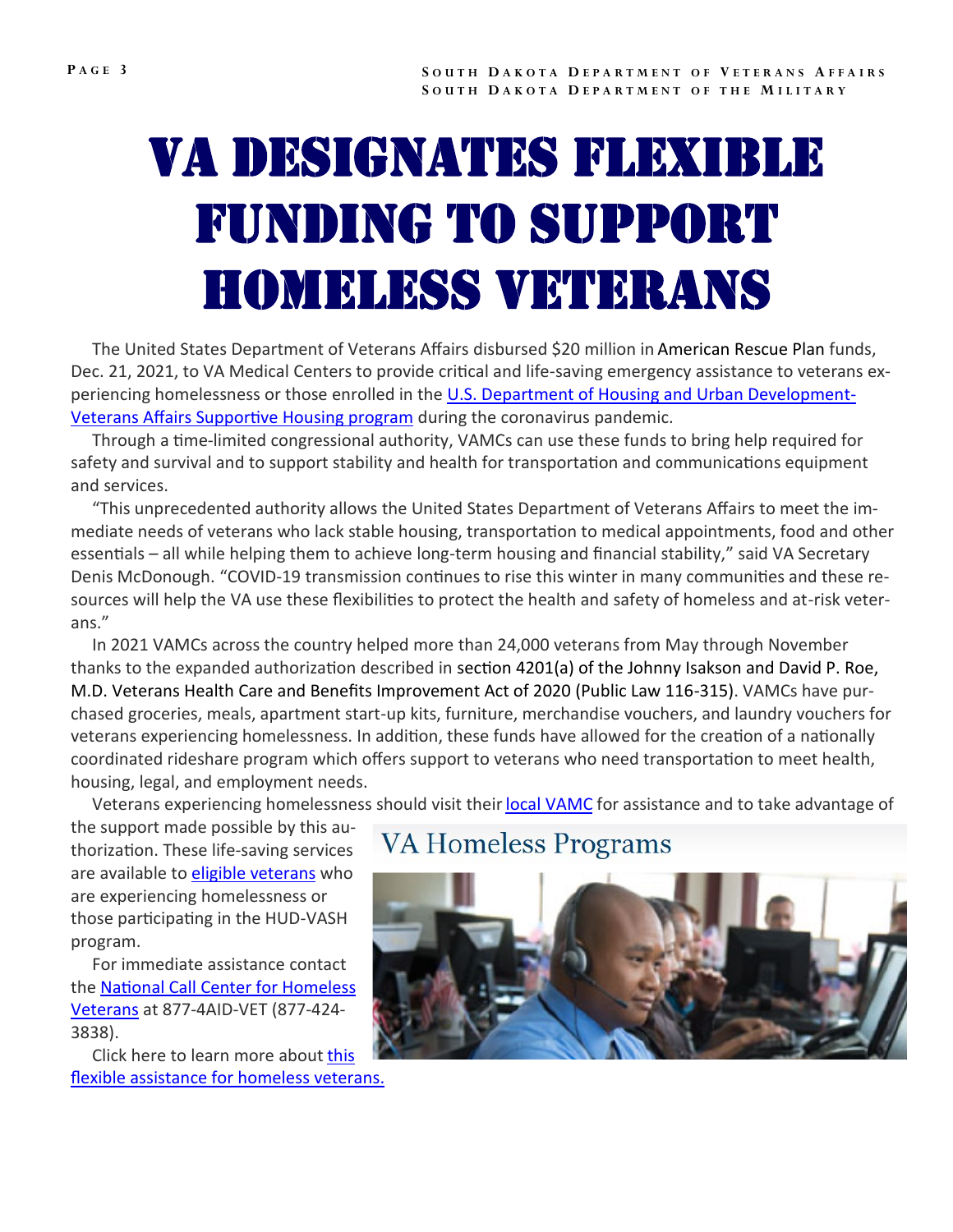# VA Designates Flexible Funding to Support Homeless Veterans

The United States Department of Veterans Affairs disbursed $20 million in American Rescue Plan funds, Dec. 21, 2021, to VA Medical Centers to provide critical and life-saving emergency assistance to veterans experiencing homelessness or those enrolled in the U.S. Department of Housing and Urban Development-Veterans Affairs Supportive Housing program during the coronavirus pandemic.

Through a time-limited congressional authority, VAMCs can use these funds to bring help required for safety and survival and to support stability and health for transportation and communications equipment and services.

"This unprecedented authority allows the United States Department of Veterans Affairs to meet the immediate needs of veterans who lack stable housing, transportation to medical appointments, food and other essentials – all while helping them to achieve long-term housing and financial stability," said VA Secretary Denis McDonough. "COVID-19 transmission continues to rise this winter in many communities and these resources will help the VA use these flexibilities to protect the health and safety of homeless and at-risk veterans."

In 2021 VAMCs across the country helped more than 24,000 veterans from May through November thanks to the expanded authorization described in section 4201(a) of the Johnny Isakson and David P. Roe, M.D. Veterans Health Care and Benefits Improvement Act of 2020 (Public Law 116-315). VAMCs have purchased groceries, meals, apartment start-up kits, furniture, merchandise vouchers, and laundry vouchers for veterans experiencing homelessness. In addition, these funds have allowed for the creation of a nationally coordinated rideshare program which offers support to veterans who need transportation to meet health, housing, legal, and employment needs.

Veterans experiencing homelessness should visit their local VAMC for assistance and to take advantage of the support made possible by this authorization. These life-saving services are available to eligible veterans who are experiencing homelessness or those participating in the HUD-VASH program.

For immediate assistance contact the National Call Center for Homeless Veterans at 877-4AID-VET (877-424-3838).

Click here to learn more about this flexible assistance for homeless veterans.

VA Homeless Programs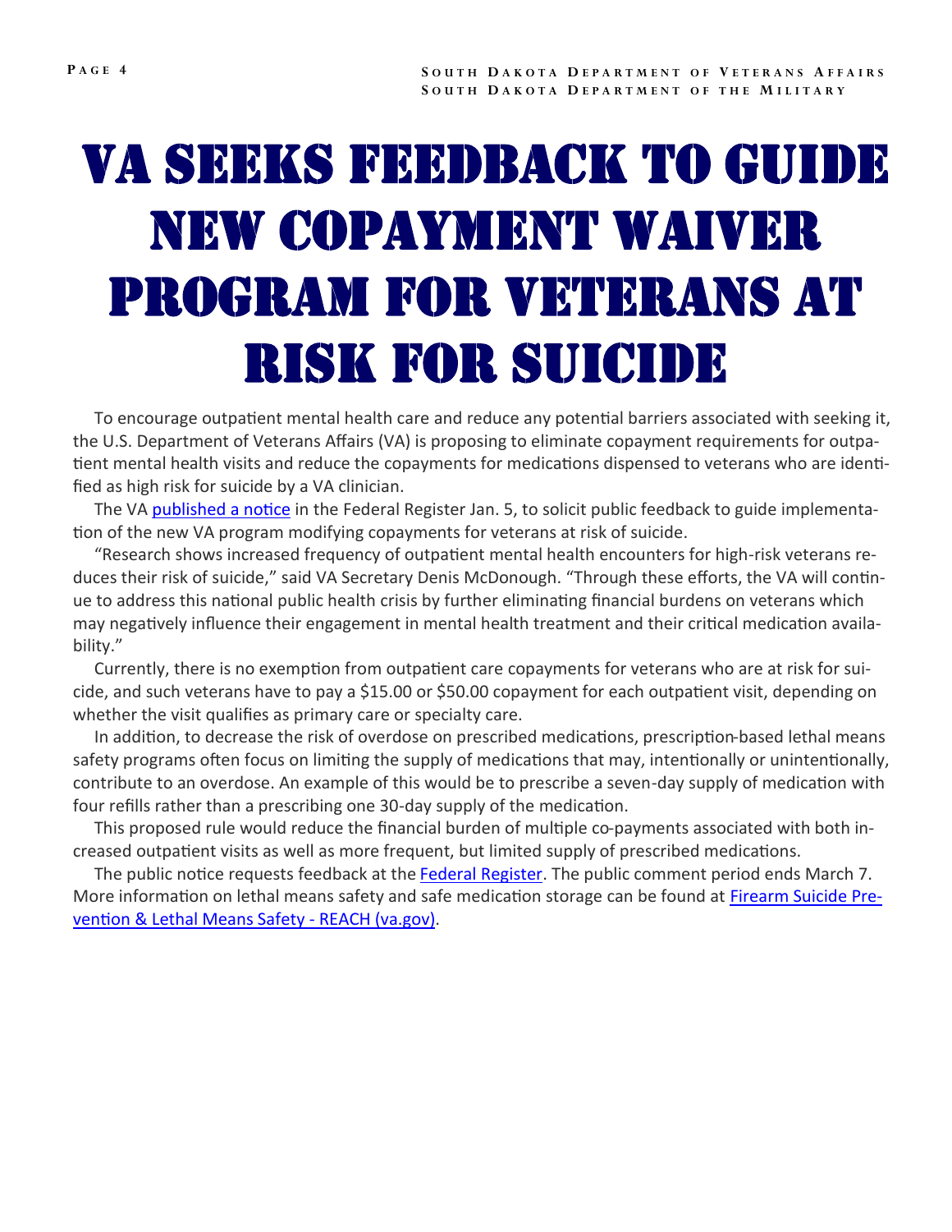# VA Seeks Feedback to Guide New Copayment Waiver Program for Veterans at Risk for Suicide

To encourage outpatient mental health care and reduce any potential barriers associated with seeking it, the U.S. Department of Veterans Affairs (VA) is proposing to eliminate copayment requirements for outpatient mental health visits and reduce the copayments for medications dispensed to veterans who are identified as high risk for suicide by a VA clinician.

The VA published a notice in the Federal Register Jan. 5, to solicit public feedback to guide implementation of the new VA program modifying copayments for veterans at risk of suicide.

"Research shows increased frequency of outpatient mental health encounters for high-risk veterans reduces their risk of suicide," said VA Secretary Denis McDonough. "Through these efforts, the VA will continue to address this national public health crisis by further eliminating financial burdens on veterans which may negatively influence their engagement in mental health treatment and their critical medication availability."

Currently, there is no exemption from outpatient care copayments for veterans who are at risk for suicide, and such veterans have to pay a $15.00 or $50.00 copayment for each outpatient visit, depending on whether the visit qualifies as primary care or specialty care.

In addition, to decrease the risk of overdose on prescribed medications, prescription-based lethal means safety programs often focus on limiting the supply of medications that may, intentionally or unintentionally, contribute to an overdose. An example of this would be to prescribe a seven-day supply of medication with four refills rather than a prescribing one 30-day supply of the medication.

This proposed rule would reduce the financial burden of multiple co-payments associated with both increased outpatient visits as well as more frequent, but limited supply of prescribed medications.

The public notice requests feedback at the Federal Register. The public comment period ends March 7. More information on lethal means safety and safe medication storage can be found at Firearm Suicide Prevention & Lethal Means Safety - REACH (va.gov).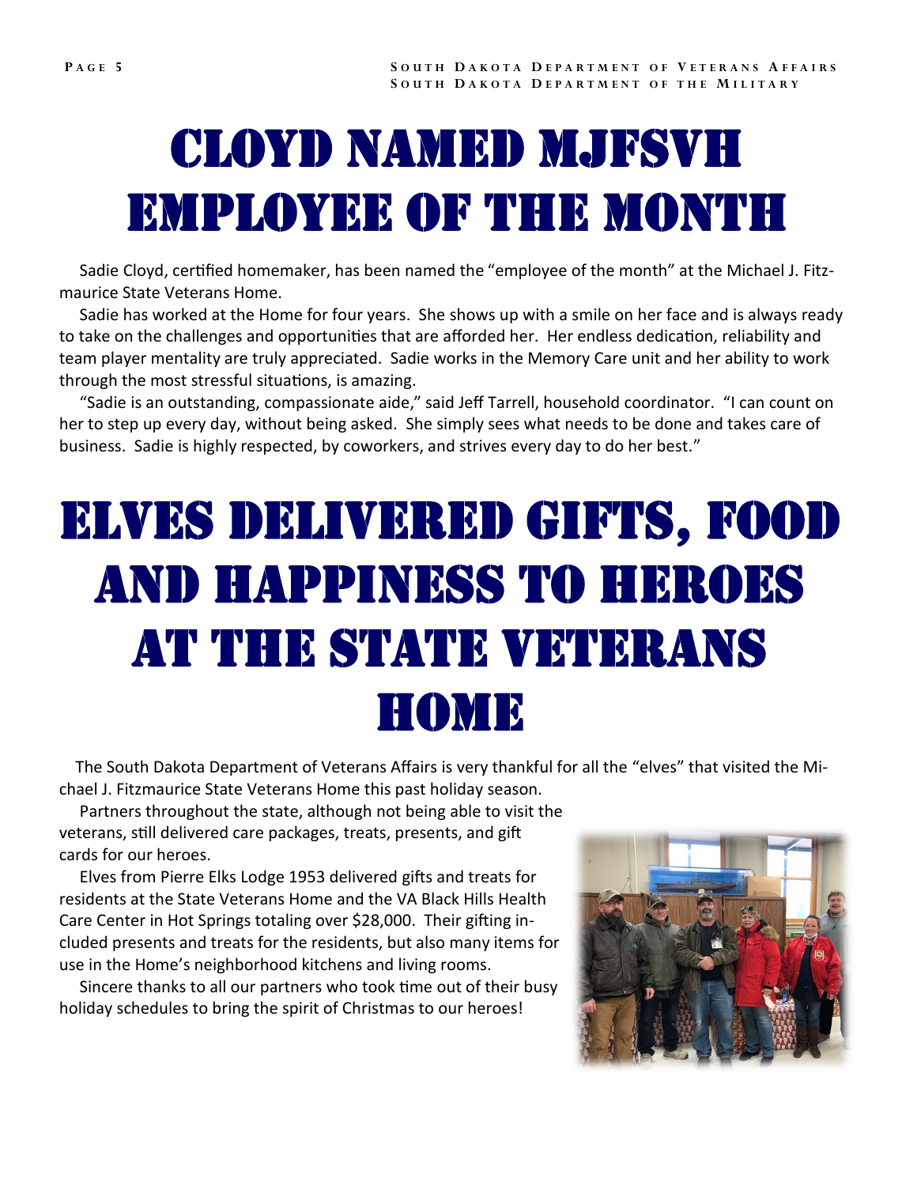# Cloyd Named MJFSVH Employee of the Month

Sadie Cloyd, certified homemaker, has been named the "employee of the month" at the Michael J. Fitzmaurice State Veterans Home.

Sadie has worked at the Home for four years. She shows up with a smile on her face and is always ready to take on the challenges and opportunities that are afforded her. Her endless dedication, reliability and team player mentality are truly appreciated. Sadie works in the Memory Care unit and her ability to work through the most stressful situations, is amazing.

"Sadie is an outstanding, compassionate aide," said Jeff Tarrell, household coordinator. "I can count on her to step up every day, without being asked. She simply sees what needs to be done and takes care of business. Sadie is highly respected, by coworkers, and strives every day to do her best."

# Elves Delivered Gifts, Food and Happiness to Heroes at the State Veterans Home

The South Dakota Department of Veterans Affairs is very thankful for all the "elves" that visited the Michael J. Fitzmaurice State Veterans Home this past holiday season.

Partners throughout the state, although not being able to visit the veterans, still delivered care packages, treats, presents, and gift cards for our heroes.

Elves from Pierre Elks Lodge 1953 delivered gifts and treats for residents at the State Veterans Home and the VA Black Hills Health Care Center in Hot Springs totaling over $28,000. Their gifting included presents and treats for the residents, but also many items for use in the Home's neighborhood kitchens and living rooms.

Sincere thanks to all our partners who took time out of their busy holiday schedules to bring the spirit of Christmas to our heroes!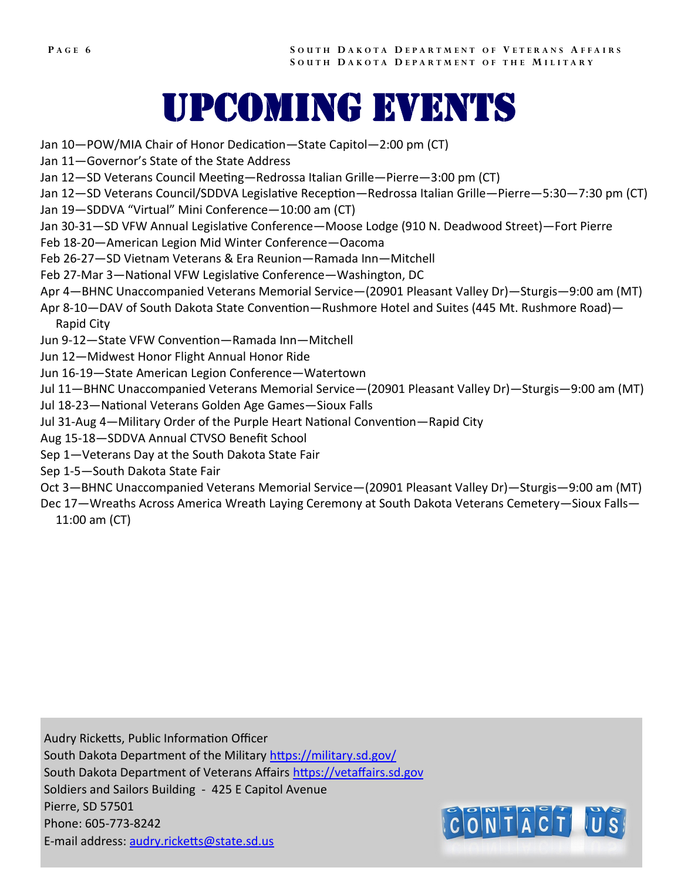# UPCOMING EVENTS

Jan 10—POW/MIA Chair of Honor Dedication—State Capitol—2:00 pm (CT)

Jan 11—Governor's State of the State Address

Jan 12—SD Veterans Council Meeting—Redrossa Italian Grille—Pierre—3:00 pm (CT)

Jan 12—SD Veterans Council/SDDVA Legislative Reception—Redrossa Italian Grille—Pierre—5:30—7:30 pm (CT)

Jan 19—SDDVA "Virtual" Mini Conference—10:00 am (CT)

Jan 30-31—SD VFW Annual Legislative Conference—Moose Lodge (910 N. Deadwood Street)—Fort Pierre

Feb 18-20—American Legion Mid Winter Conference—Oacoma

Feb 26-27—SD Vietnam Veterans & Era Reunion—Ramada Inn—Mitchell

Feb 27-Mar 3—National VFW Legislative Conference—Washington, DC

Apr 4—BHNC Unaccompanied Veterans Memorial Service—(20901 Pleasant Valley Dr)—Sturgis—9:00 am (MT)

Apr 8-10—DAV of South Dakota State Convention—Rushmore Hotel and Suites (445 Mt. Rushmore Road)—Rapid City

Jun 9-12—State VFW Convention—Ramada Inn—Mitchell

Jun 12—Midwest Honor Flight Annual Honor Ride

Jun 16-19—State American Legion Conference—Watertown

Jul 11—BHNC Unaccompanied Veterans Memorial Service—(20901 Pleasant Valley Dr)—Sturgis—9:00 am (MT)

Jul 18-23—National Veterans Golden Age Games—Sioux Falls

Jul 31-Aug 4—Military Order of the Purple Heart National Convention—Rapid City

Aug 15-18—SDDVA Annual CTVSO Benefit School

Sep 1—Veterans Day at the South Dakota State Fair

Sep 1-5—South Dakota State Fair

Oct 3—BHNC Unaccompanied Veterans Memorial Service—(20901 Pleasant Valley Dr)—Sturgis—9:00 am (MT)

Dec 17—Wreaths Across America Wreath Laying Ceremony at South Dakota Veterans Cemetery—Sioux Falls—11:00 am (CT)

Audry Ricketts, Public Information Officer
South Dakota Department of the Military https://military.sd.gov/
South Dakota Department of Veterans Affairs https://vetaffairs.sd.gov
Soldiers and Sailors Building - 425 E Capitol Avenue
Pierre, SD 57501
Phone: 605-773-8242
E-mail address: audry.ricketts@state.sd.us

CONTACT US